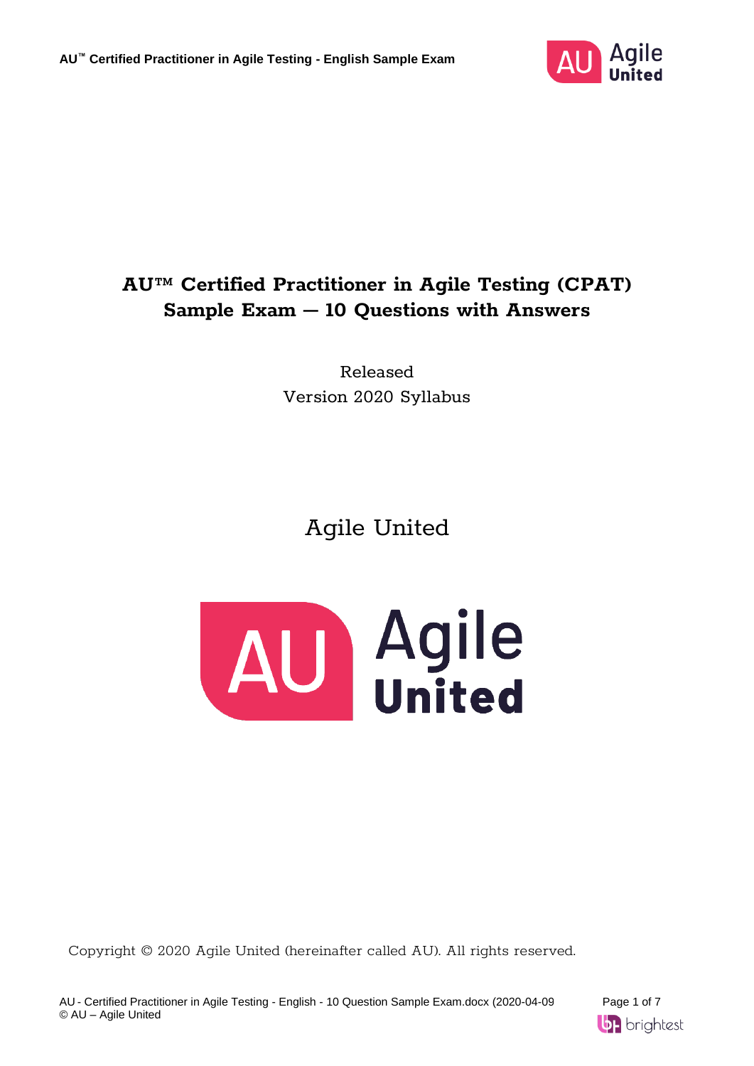# AU™ Certified Practitioner in Agile Testing (CPAT) Sample Exam – 10 Questions with Answers

Released
Version 2020 Syllabus

Agile United

Copyright © 2020 Agile United (hereinafter called AU). All rights reserved.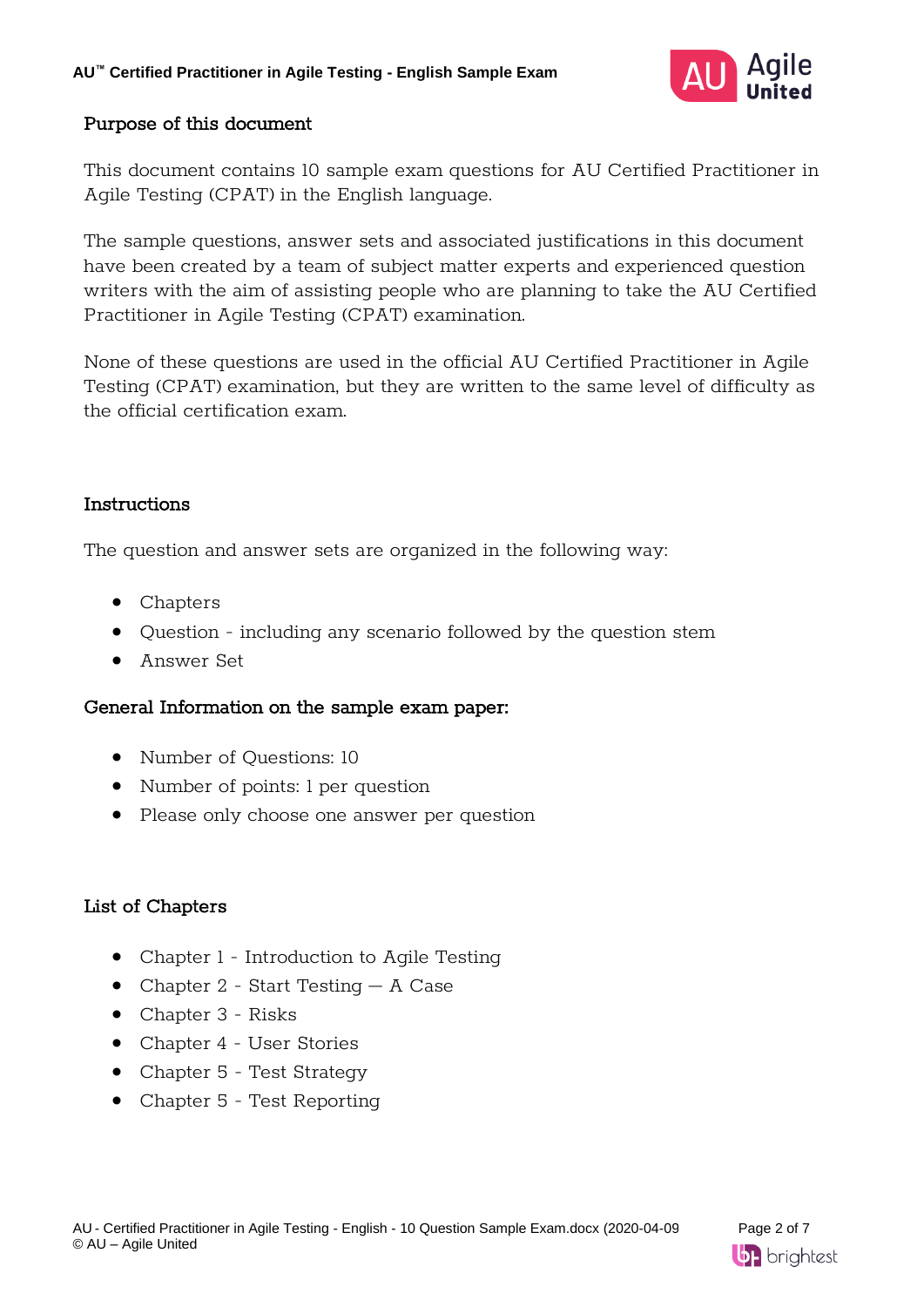## Purpose of this document

This document contains 10 sample exam questions for AU Certified Practitioner in Agile Testing (CPAT) in the English language.

The sample questions, answer sets and associated justifications in this document have been created by a team of subject matter experts and experienced question writers with the aim of assisting people who are planning to take the AU Certified Practitioner in Agile Testing (CPAT) examination.

None of these questions are used in the official AU Certified Practitioner in Agile Testing (CPAT) examination, but they are written to the same level of difficulty as the official certification exam.

## Instructions

The question and answer sets are organized in the following way:

- Chapters
- Question - including any scenario followed by the question stem
- Answer Set

## General Information on the sample exam paper:

- Number of Questions: 10
- Number of points: 1 per question
- Please only choose one answer per question

## List of Chapters

- Chapter 1 - Introduction to Agile Testing
- Chapter 2 - Start Testing — A Case
- Chapter 3 - Risks
- Chapter 4 - User Stories
- Chapter 5 - Test Strategy
- Chapter 5 - Test Reporting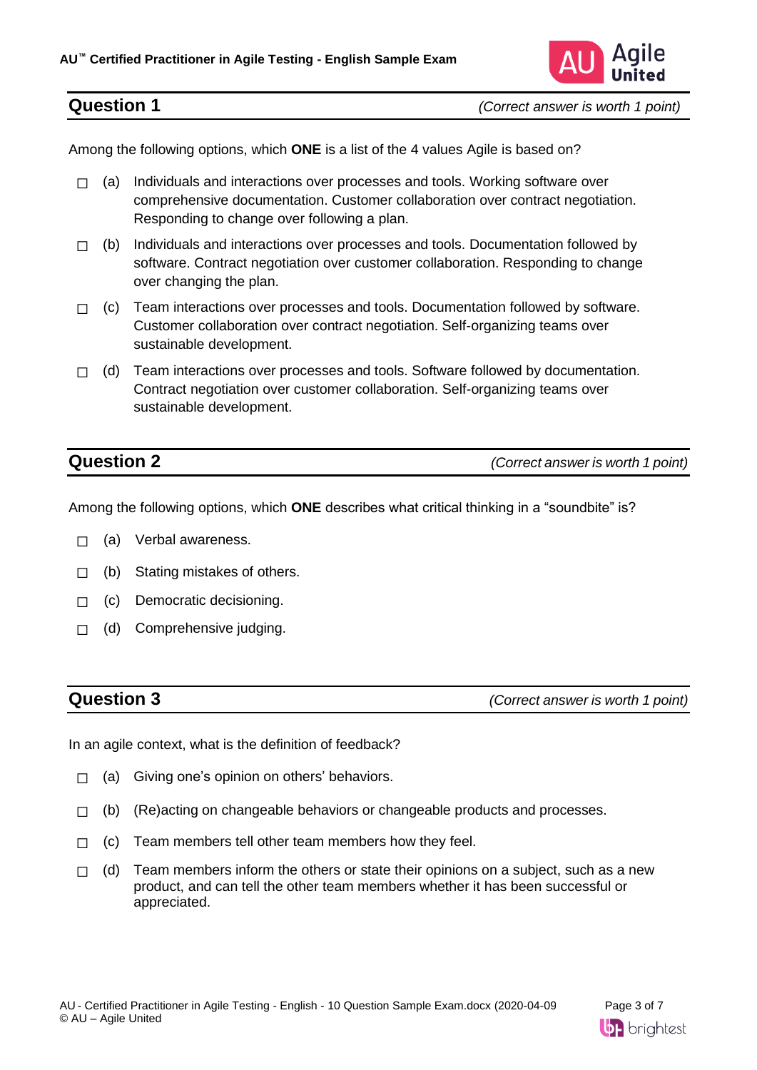## Question 1

*(Correct answer is worth 1 point)*

Among the following options, which **ONE** is a list of the 4 values Agile is based on?

- ☐ (a) Individuals and interactions over processes and tools. Working software over comprehensive documentation. Customer collaboration over contract negotiation. Responding to change over following a plan.
- ☐ (b) Individuals and interactions over processes and tools. Documentation followed by software. Contract negotiation over customer collaboration. Responding to change over changing the plan.
- ☐ (c) Team interactions over processes and tools. Documentation followed by software. Customer collaboration over contract negotiation. Self-organizing teams over sustainable development.
- ☐ (d) Team interactions over processes and tools. Software followed by documentation. Contract negotiation over customer collaboration. Self-organizing teams over sustainable development.

## Question 2

*(Correct answer is worth 1 point)*

Among the following options, which **ONE** describes what critical thinking in a “soundbite” is?

- ☐ (a) Verbal awareness.
- ☐ (b) Stating mistakes of others.
- ☐ (c) Democratic decisioning.
- ☐ (d) Comprehensive judging.

## Question 3

*(Correct answer is worth 1 point)*

In an agile context, what is the definition of feedback?

- ☐ (a) Giving one’s opinion on others’ behaviors.
- ☐ (b) (Re)acting on changeable behaviors or changeable products and processes.
- ☐ (c) Team members tell other team members how they feel.
- ☐ (d) Team members inform the others or state their opinions on a subject, such as a new product, and can tell the other team members whether it has been successful or appreciated.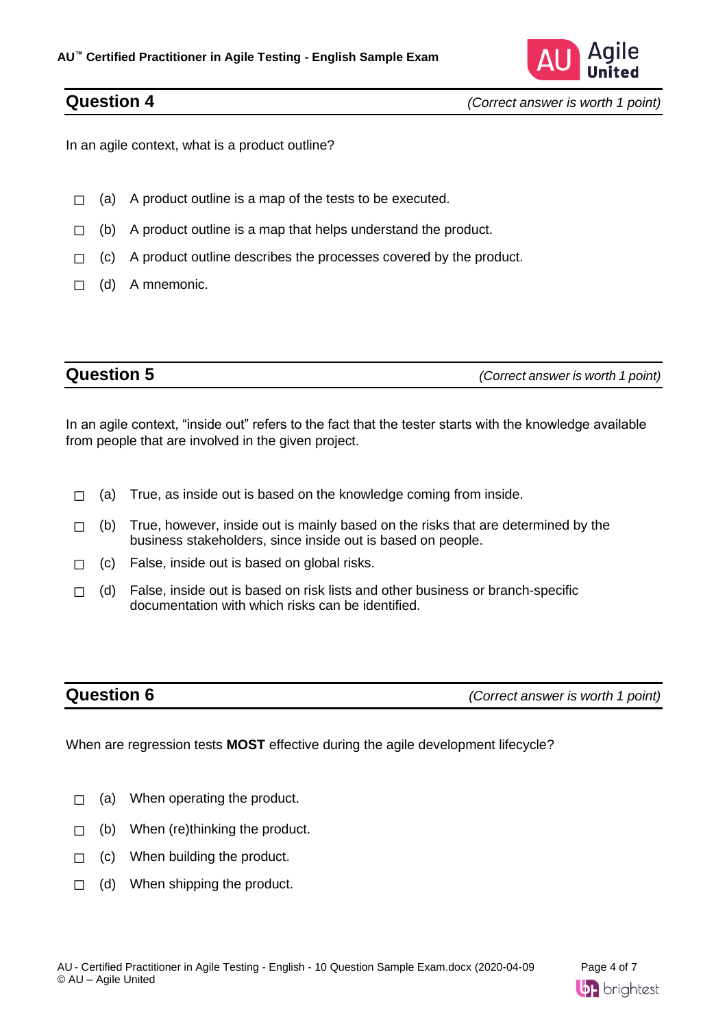## Question 4

*(Correct answer is worth 1 point)*

In an agile context, what is a product outline?

- ☐ (a) A product outline is a map of the tests to be executed.
- ☐ (b) A product outline is a map that helps understand the product.
- ☐ (c) A product outline describes the processes covered by the product.
- ☐ (d) A mnemonic.

## Question 5

*(Correct answer is worth 1 point)*

In an agile context, “inside out” refers to the fact that the tester starts with the knowledge available from people that are involved in the given project.

- ☐ (a) True, as inside out is based on the knowledge coming from inside.
- ☐ (b) True, however, inside out is mainly based on the risks that are determined by the business stakeholders, since inside out is based on people.
- ☐ (c) False, inside out is based on global risks.
- ☐ (d) False, inside out is based on risk lists and other business or branch-specific documentation with which risks can be identified.

## Question 6

*(Correct answer is worth 1 point)*

When are regression tests **MOST** effective during the agile development lifecycle?

- ☐ (a) When operating the product.
- ☐ (b) When (re)thinking the product.
- ☐ (c) When building the product.
- ☐ (d) When shipping the product.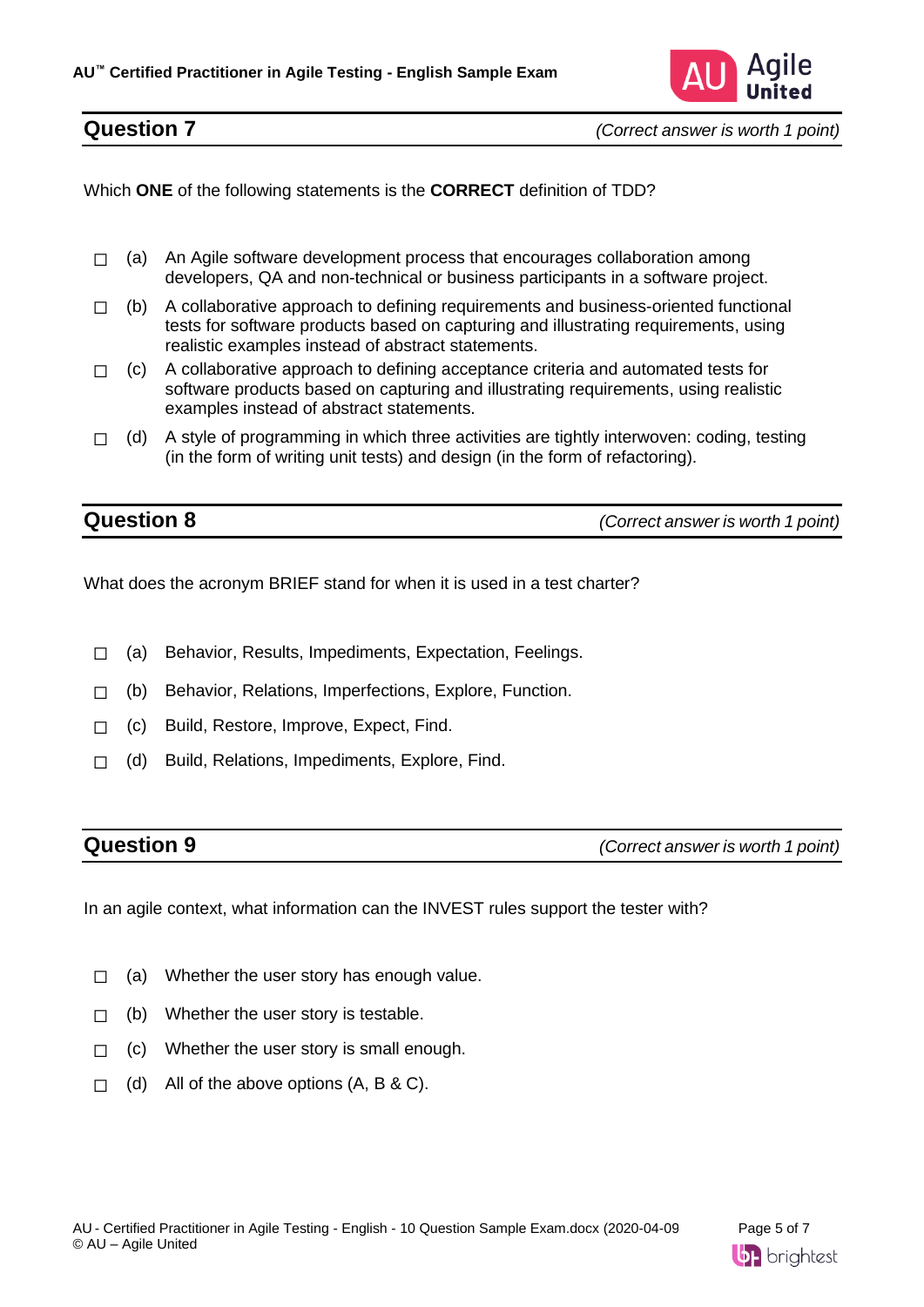## Question 7

*(Correct answer is worth 1 point)*

Which **ONE** of the following statements is the **CORRECT** definition of TDD?

- ☐ (a) An Agile software development process that encourages collaboration among developers, QA and non-technical or business participants in a software project.
- ☐ (b) A collaborative approach to defining requirements and business-oriented functional tests for software products based on capturing and illustrating requirements, using realistic examples instead of abstract statements.
- ☐ (c) A collaborative approach to defining acceptance criteria and automated tests for software products based on capturing and illustrating requirements, using realistic examples instead of abstract statements.
- ☐ (d) A style of programming in which three activities are tightly interwoven: coding, testing (in the form of writing unit tests) and design (in the form of refactoring).

## Question 8

*(Correct answer is worth 1 point)*

What does the acronym BRIEF stand for when it is used in a test charter?

- ☐ (a) Behavior, Results, Impediments, Expectation, Feelings.
- ☐ (b) Behavior, Relations, Imperfections, Explore, Function.
- ☐ (c) Build, Restore, Improve, Expect, Find.
- ☐ (d) Build, Relations, Impediments, Explore, Find.

## Question 9

*(Correct answer is worth 1 point)*

In an agile context, what information can the INVEST rules support the tester with?

- ☐ (a) Whether the user story has enough value.
- ☐ (b) Whether the user story is testable.
- ☐ (c) Whether the user story is small enough.
- ☐ (d) All of the above options (A, B & C).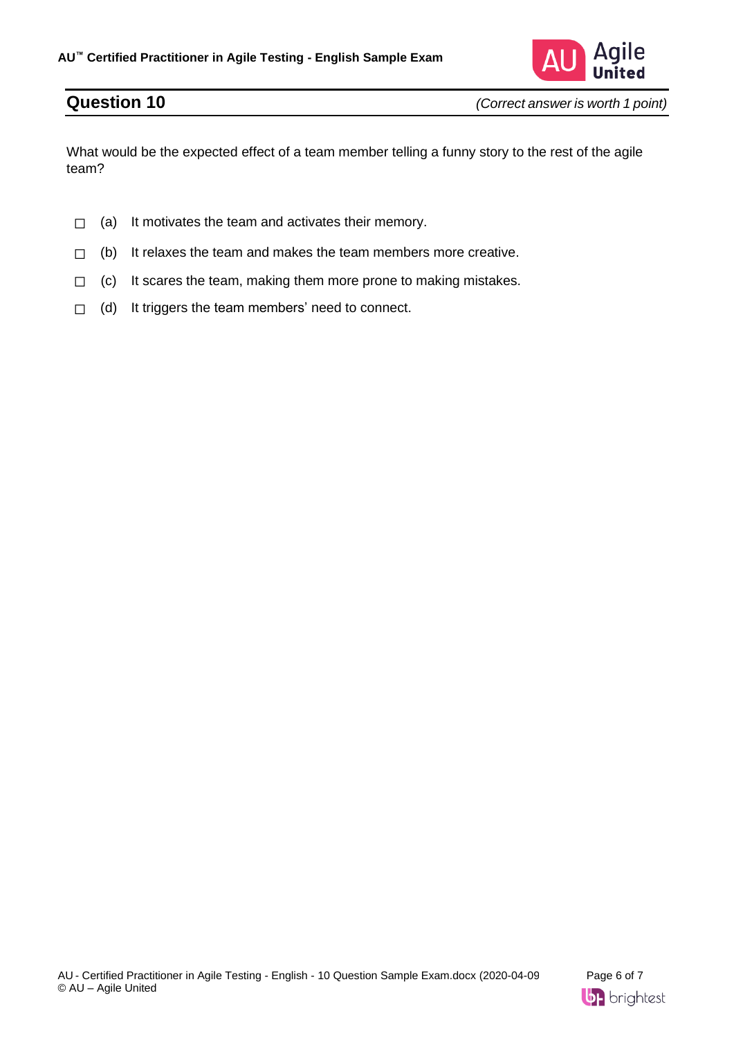## Question 10

*(Correct answer is worth 1 point)*

What would be the expected effect of a team member telling a funny story to the rest of the agile team?

- ☐ (a) It motivates the team and activates their memory.
- ☐ (b) It relaxes the team and makes the team members more creative.
- ☐ (c) It scares the team, making them more prone to making mistakes.
- ☐ (d) It triggers the team members' need to connect.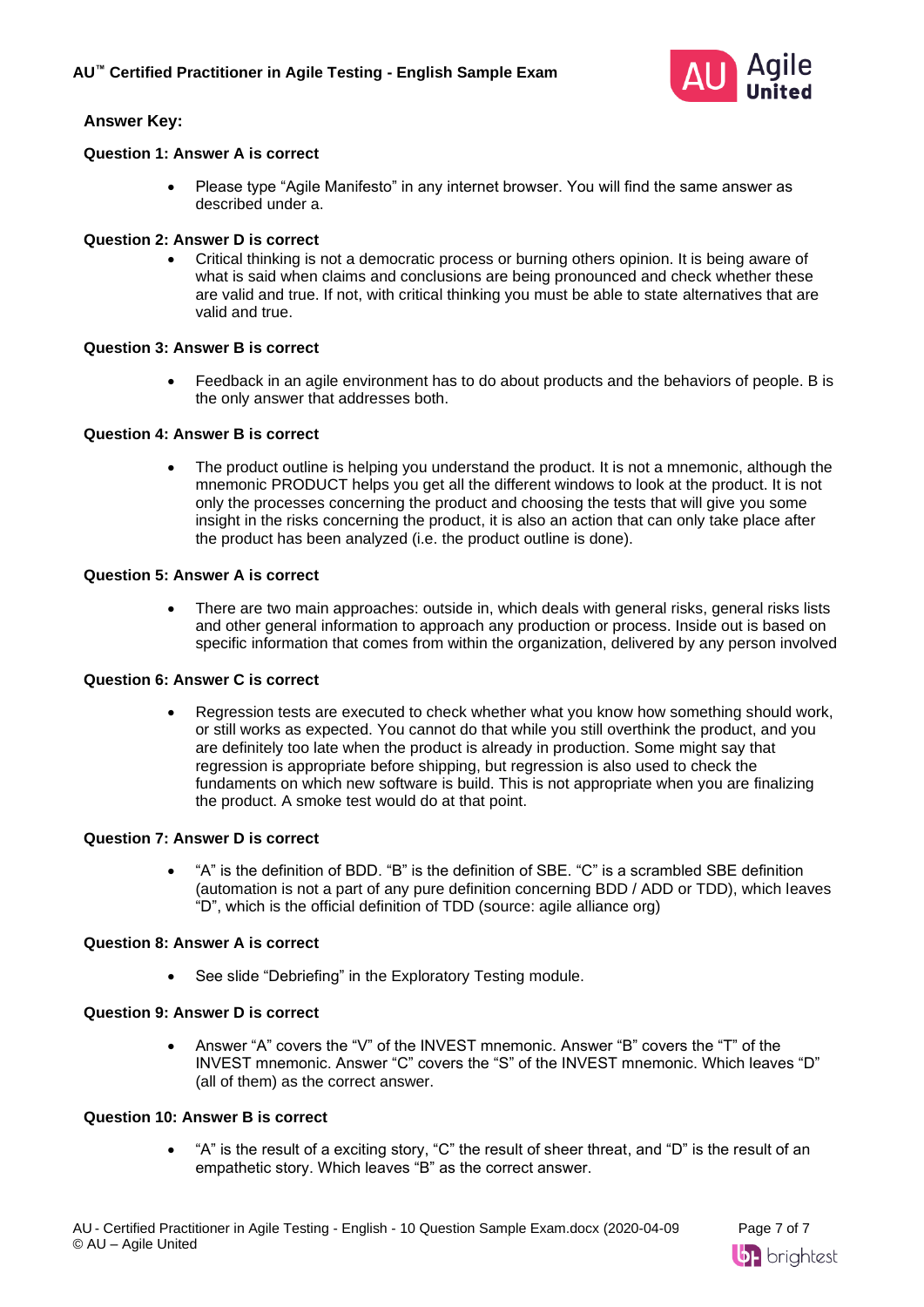## Answer Key:

**Question 1: Answer A is correct**

- Please type “Agile Manifesto” in any internet browser. You will find the same answer as described under a.

**Question 2: Answer D is correct**

- Critical thinking is not a democratic process or burning others opinion. It is being aware of what is said when claims and conclusions are being pronounced and check whether these are valid and true. If not, with critical thinking you must be able to state alternatives that are valid and true.

**Question 3: Answer B is correct**

- Feedback in an agile environment has to do about products and the behaviors of people. B is the only answer that addresses both.

**Question 4: Answer B is correct**

- The product outline is helping you understand the product. It is not a mnemonic, although the mnemonic PRODUCT helps you get all the different windows to look at the product. It is not only the processes concerning the product and choosing the tests that will give you some insight in the risks concerning the product, it is also an action that can only take place after the product has been analyzed (i.e. the product outline is done).

**Question 5: Answer A is correct**

- There are two main approaches: outside in, which deals with general risks, general risks lists and other general information to approach any production or process. Inside out is based on specific information that comes from within the organization, delivered by any person involved

**Question 6: Answer C is correct**

- Regression tests are executed to check whether what you know how something should work, or still works as expected. You cannot do that while you still overthink the product, and you are definitely too late when the product is already in production. Some might say that regression is appropriate before shipping, but regression is also used to check the fundaments on which new software is build. This is not appropriate when you are finalizing the product. A smoke test would do at that point.

**Question 7: Answer D is correct**

- “A” is the definition of BDD. “B” is the definition of SBE. “C” is a scrambled SBE definition (automation is not a part of any pure definition concerning BDD / ADD or TDD), which leaves “D”, which is the official definition of TDD (source: agile alliance org)

**Question 8: Answer A is correct**

- See slide “Debriefing” in the Exploratory Testing module.

**Question 9: Answer D is correct**

- Answer “A” covers the “V” of the INVEST mnemonic. Answer “B” covers the “T” of the INVEST mnemonic. Answer “C” covers the “S” of the INVEST mnemonic. Which leaves “D” (all of them) as the correct answer.

**Question 10: Answer B is correct**

- “A” is the result of a exciting story, “C” the result of sheer threat, and “D” is the result of an empathetic story. Which leaves “B” as the correct answer.